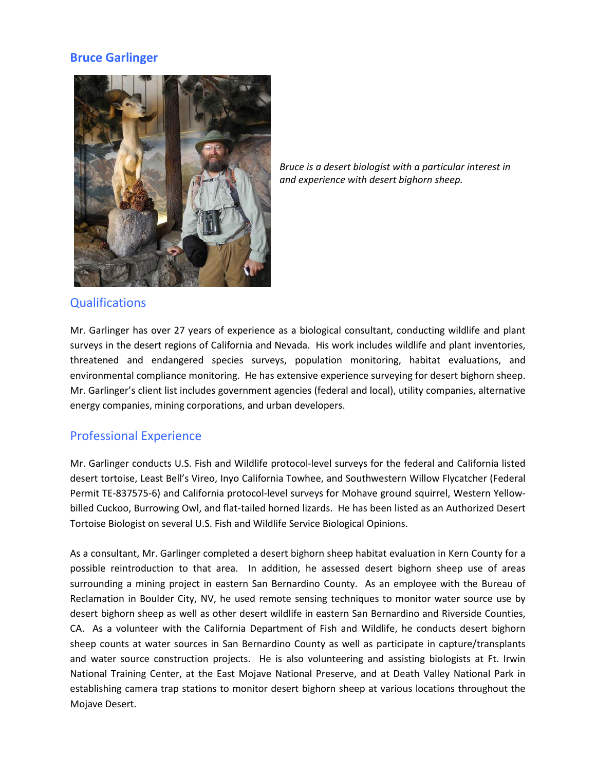## Bruce Garlinger

*Bruce is a desert biologist with a particular interest in and experience with desert bighorn sheep.*

### Qualifications

Mr. Garlinger has over 27 years of experience as a biological consultant, conducting wildlife and plant surveys in the desert regions of California and Nevada. His work includes wildlife and plant inventories, threatened and endangered species surveys, population monitoring, habitat evaluations, and environmental compliance monitoring. He has extensive experience surveying for desert bighorn sheep. Mr. Garlinger's client list includes government agencies (federal and local), utility companies, alternative energy companies, mining corporations, and urban developers.

### Professional Experience

Mr. Garlinger conducts U.S. Fish and Wildlife protocol-level surveys for the federal and California listed desert tortoise, Least Bell's Vireo, Inyo California Towhee, and Southwestern Willow Flycatcher (Federal Permit TE-837575-6) and California protocol-level surveys for Mohave ground squirrel, Western Yellow-billed Cuckoo, Burrowing Owl, and flat-tailed horned lizards. He has been listed as an Authorized Desert Tortoise Biologist on several U.S. Fish and Wildlife Service Biological Opinions.

As a consultant, Mr. Garlinger completed a desert bighorn sheep habitat evaluation in Kern County for a possible reintroduction to that area. In addition, he assessed desert bighorn sheep use of areas surrounding a mining project in eastern San Bernardino County. As an employee with the Bureau of Reclamation in Boulder City, NV, he used remote sensing techniques to monitor water source use by desert bighorn sheep as well as other desert wildlife in eastern San Bernardino and Riverside Counties, CA. As a volunteer with the California Department of Fish and Wildlife, he conducts desert bighorn sheep counts at water sources in San Bernardino County as well as participate in capture/transplants and water source construction projects. He is also volunteering and assisting biologists at Ft. Irwin National Training Center, at the East Mojave National Preserve, and at Death Valley National Park in establishing camera trap stations to monitor desert bighorn sheep at various locations throughout the Mojave Desert.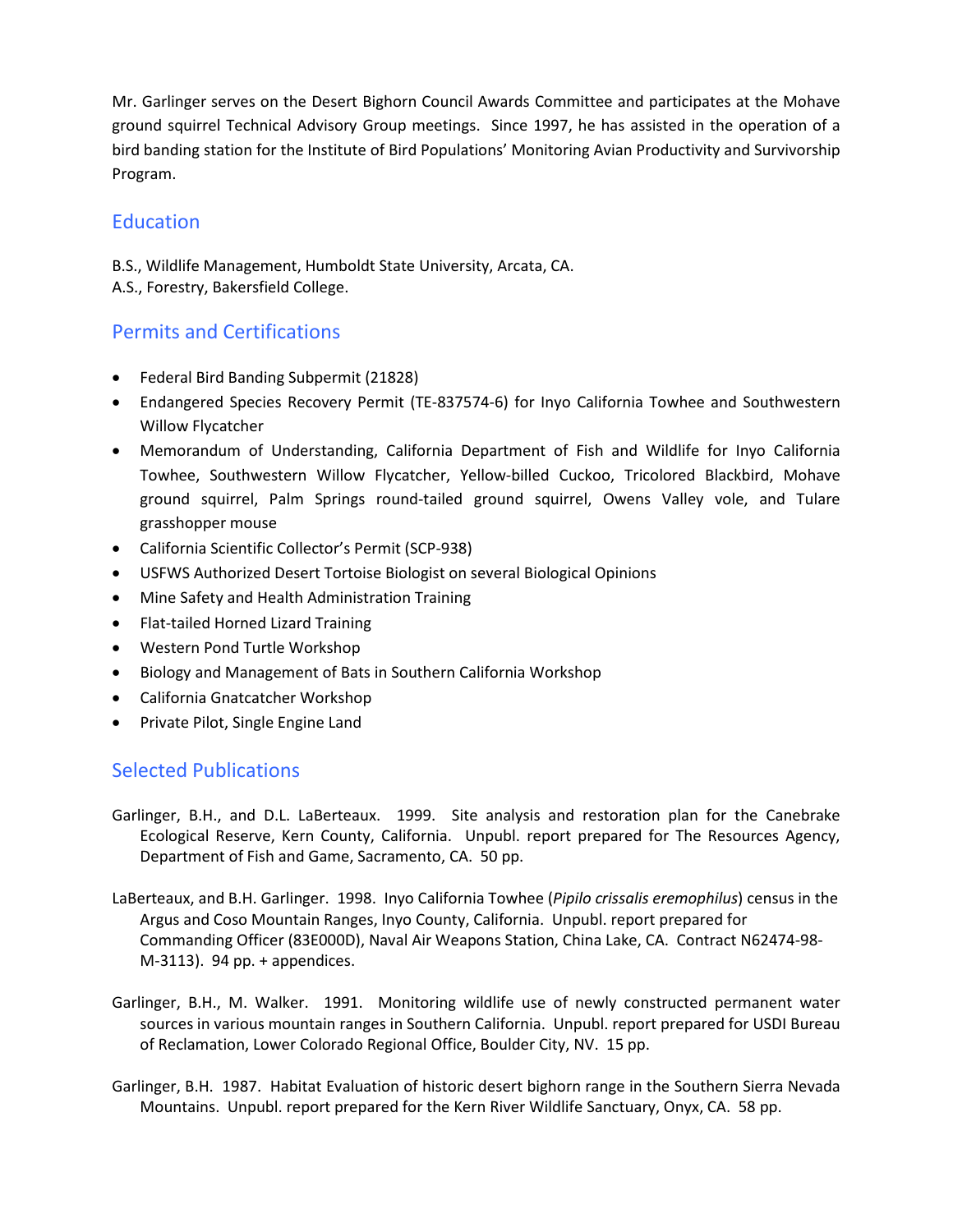Mr. Garlinger serves on the Desert Bighorn Council Awards Committee and participates at the Mohave ground squirrel Technical Advisory Group meetings. Since 1997, he has assisted in the operation of a bird banding station for the Institute of Bird Populations' Monitoring Avian Productivity and Survivorship Program.

## Education

B.S., Wildlife Management, Humboldt State University, Arcata, CA.
A.S., Forestry, Bakersfield College.

## Permits and Certifications

- Federal Bird Banding Subpermit (21828)
- Endangered Species Recovery Permit (TE-837574-6) for Inyo California Towhee and Southwestern Willow Flycatcher
- Memorandum of Understanding, California Department of Fish and Wildlife for Inyo California Towhee, Southwestern Willow Flycatcher, Yellow-billed Cuckoo, Tricolored Blackbird, Mohave ground squirrel, Palm Springs round-tailed ground squirrel, Owens Valley vole, and Tulare grasshopper mouse
- California Scientific Collector's Permit (SCP-938)
- USFWS Authorized Desert Tortoise Biologist on several Biological Opinions
- Mine Safety and Health Administration Training
- Flat-tailed Horned Lizard Training
- Western Pond Turtle Workshop
- Biology and Management of Bats in Southern California Workshop
- California Gnatcatcher Workshop
- Private Pilot, Single Engine Land

## Selected Publications

Garlinger, B.H., and D.L. LaBerteaux. 1999. Site analysis and restoration plan for the Canebrake Ecological Reserve, Kern County, California. Unpubl. report prepared for The Resources Agency, Department of Fish and Game, Sacramento, CA. 50 pp.

LaBerteaux, and B.H. Garlinger. 1998. Inyo California Towhee (*Pipilo crissalis eremophilus*) census in the Argus and Coso Mountain Ranges, Inyo County, California. Unpubl. report prepared for Commanding Officer (83E000D), Naval Air Weapons Station, China Lake, CA. Contract N62474-98-M-3113). 94 pp. + appendices.

Garlinger, B.H., M. Walker. 1991. Monitoring wildlife use of newly constructed permanent water sources in various mountain ranges in Southern California. Unpubl. report prepared for USDI Bureau of Reclamation, Lower Colorado Regional Office, Boulder City, NV. 15 pp.

Garlinger, B.H. 1987. Habitat Evaluation of historic desert bighorn range in the Southern Sierra Nevada Mountains. Unpubl. report prepared for the Kern River Wildlife Sanctuary, Onyx, CA. 58 pp.